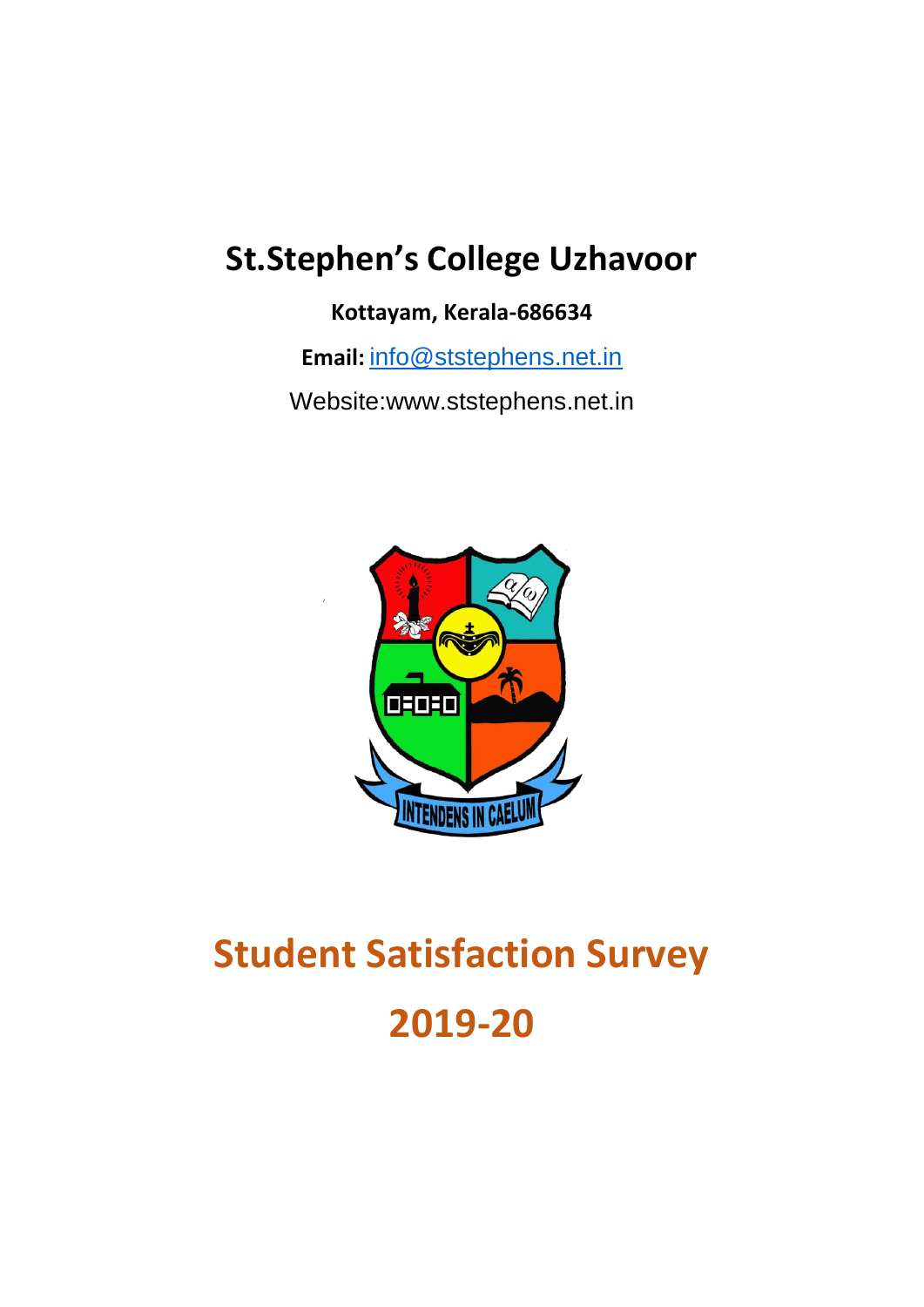# St.Stephen's College Uzhavoor

**Kottayam, Kerala-686634**

**Email:** info@ststephens.net.in

Website:www.ststephens.net.in

# Student Satisfaction Survey

# 2019-20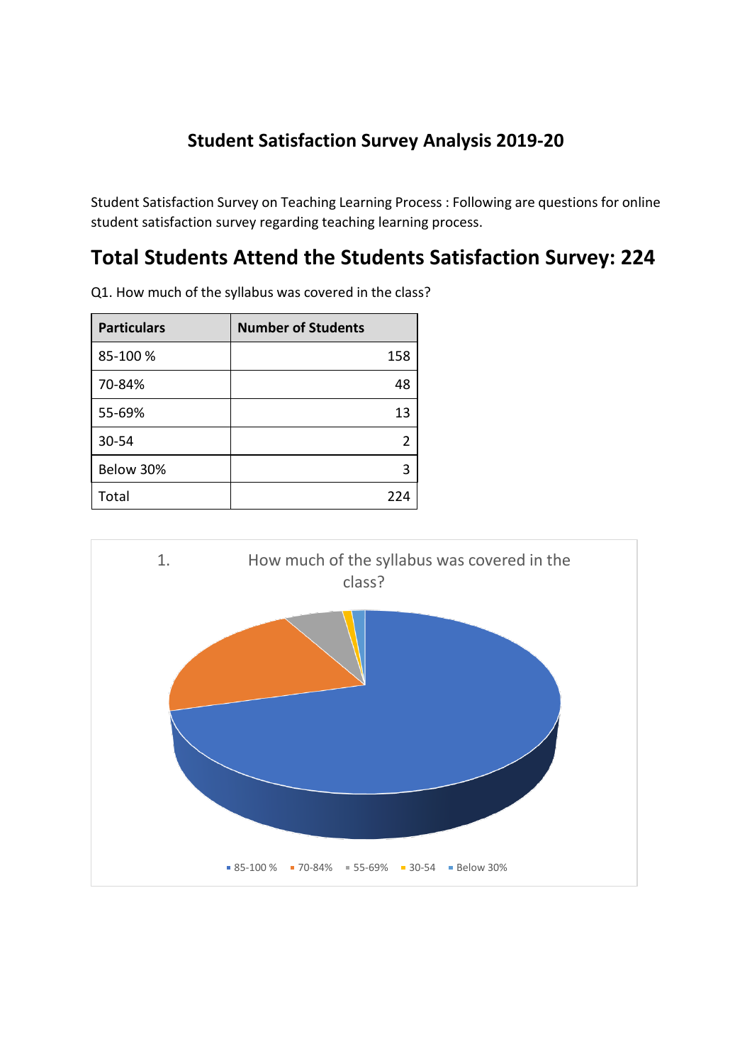## Student Satisfaction Survey Analysis 2019-20

Student Satisfaction Survey on Teaching Learning Process : Following are questions for online student satisfaction survey regarding teaching learning process.

# Total Students Attend the Students Satisfaction Survey: 224

Q1. How much of the syllabus was covered in the class?

| Particulars | Number of Students |
|---|---|
| 85-100 % | 158 |
| 70-84% | 48 |
| 55-69% | 13 |
| 30-54 | 2 |
| Below 30% | 3 |
| Total | 224 |

1. How much of the syllabus was covered in the class?

■ 85-100 % ■ 70-84% ■ 55-69% ■ 30-54 ■ Below 30%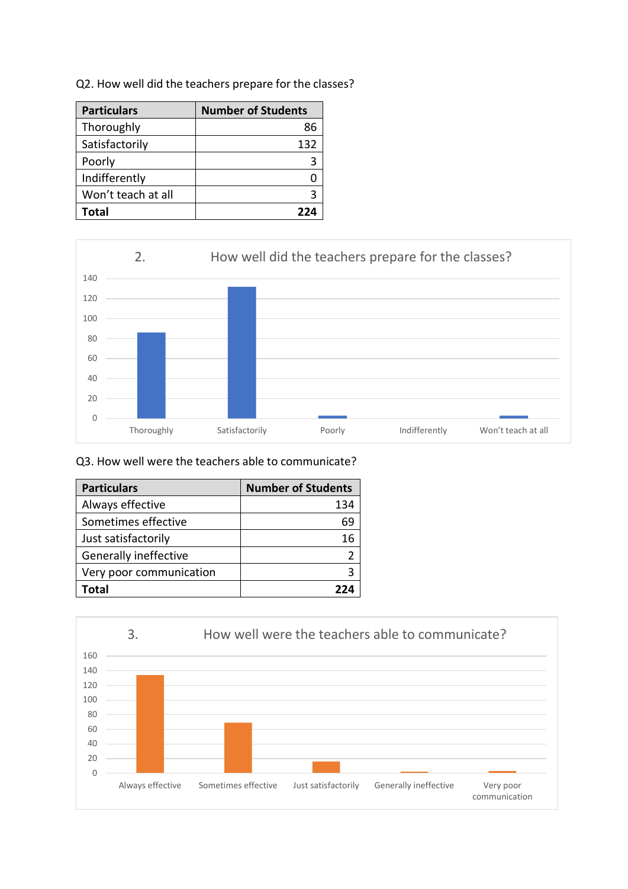Q2. How well did the teachers prepare for the classes?

| Particulars | Number of Students |
|---|---|
| Thoroughly | 86 |
| Satisfactorily | 132 |
| Poorly | 3 |
| Indifferently | 0 |
| Won't teach at all | 3 |
| **Total** | **224** |

2. How well did the teachers prepare for the classes?

| Category | Value |
|---|---|
| Thoroughly | 86 |
| Satisfactorily | 132 |
| Poorly | 3 |
| Indifferently | 0 |
| Won't teach at all | 3 |

Q3. How well were the teachers able to communicate?

| Particulars | Number of Students |
|---|---|
| Always effective | 134 |
| Sometimes effective | 69 |
| Just satisfactorily | 16 |
| Generally ineffective | 2 |
| Very poor communication | 3 |
| **Total** | **224** |

3. How well were the teachers able to communicate?

| Category | Value |
|---|---|
| Always effective | 134 |
| Sometimes effective | 69 |
| Just satisfactorily | 16 |
| Generally ineffective | 2 |
| Very poor communication | 3 |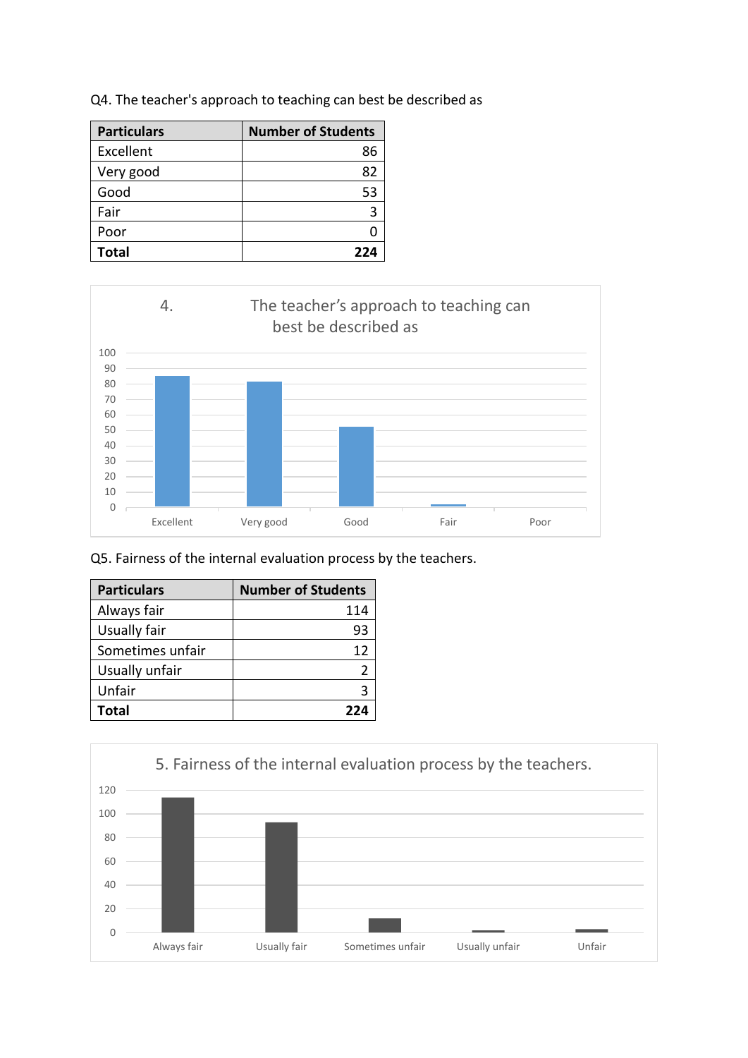Q4. The teacher's approach to teaching can best be described as

| Particulars | Number of Students |
|---|---|
| Excellent | 86 |
| Very good | 82 |
| Good | 53 |
| Fair | 3 |
| Poor | 0 |
| **Total** | **224** |

Q5. Fairness of the internal evaluation process by the teachers.

| Particulars | Number of Students |
|---|---|
| Always fair | 114 |
| Usually fair | 93 |
| Sometimes unfair | 12 |
| Usually unfair | 2 |
| Unfair | 3 |
| **Total** | **224** |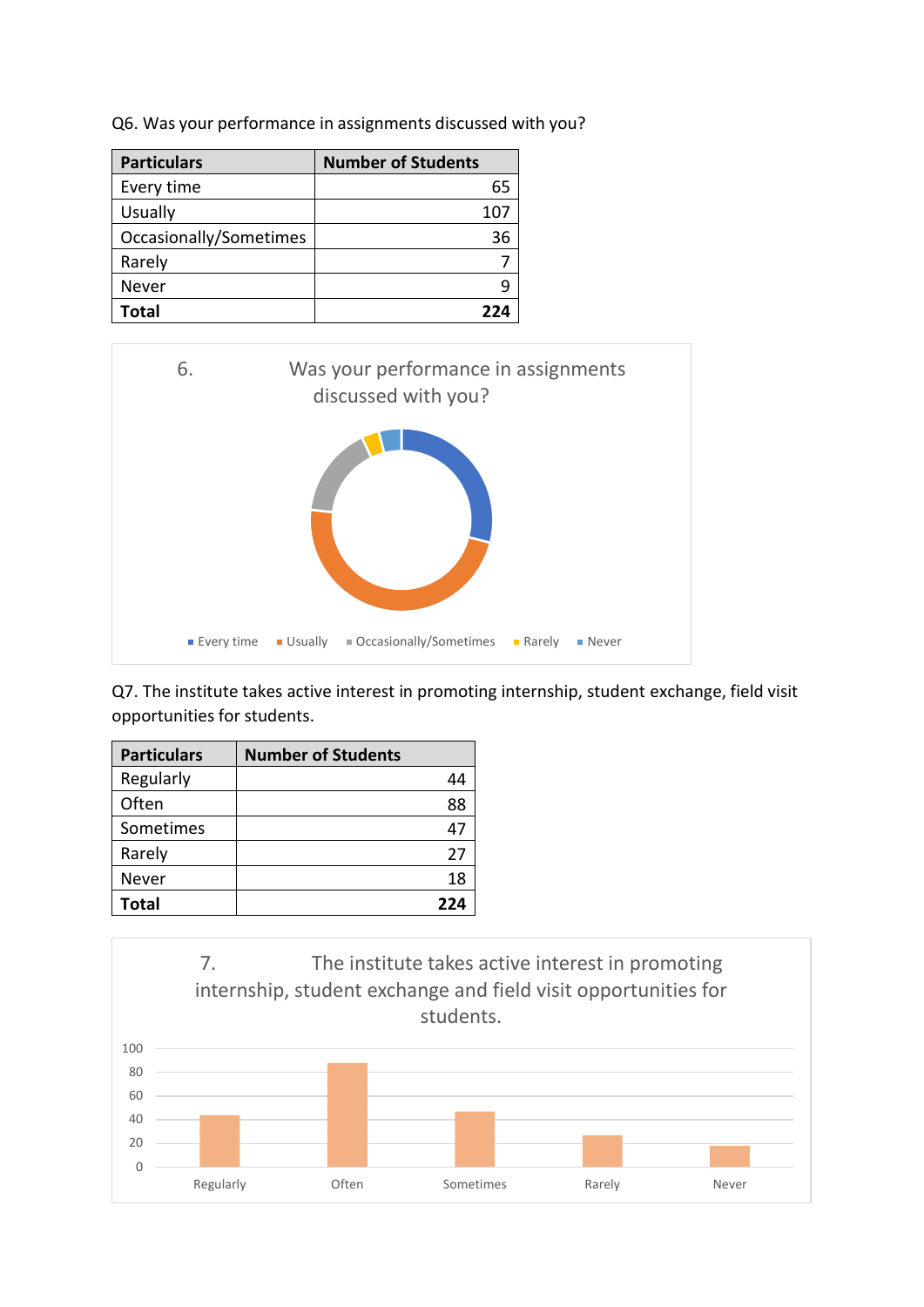Q6. Was your performance in assignments discussed with you?

| Particulars | Number of Students |
|---|---|
| Every time | 65 |
| Usually | 107 |
| Occasionally/Sometimes | 36 |
| Rarely | 7 |
| Never | 9 |
| **Total** | **224** |

6. Was your performance in assignments discussed with you?

Every time, Usually, Occasionally/Sometimes, Rarely, Never

Q7. The institute takes active interest in promoting internship, student exchange, field visit opportunities for students.

| Particulars | Number of Students |
|---|---|
| Regularly | 44 |
| Often | 88 |
| Sometimes | 47 |
| Rarely | 27 |
| Never | 18 |
| **Total** | **224** |

7. The institute takes active interest in promoting internship, student exchange and field visit opportunities for students.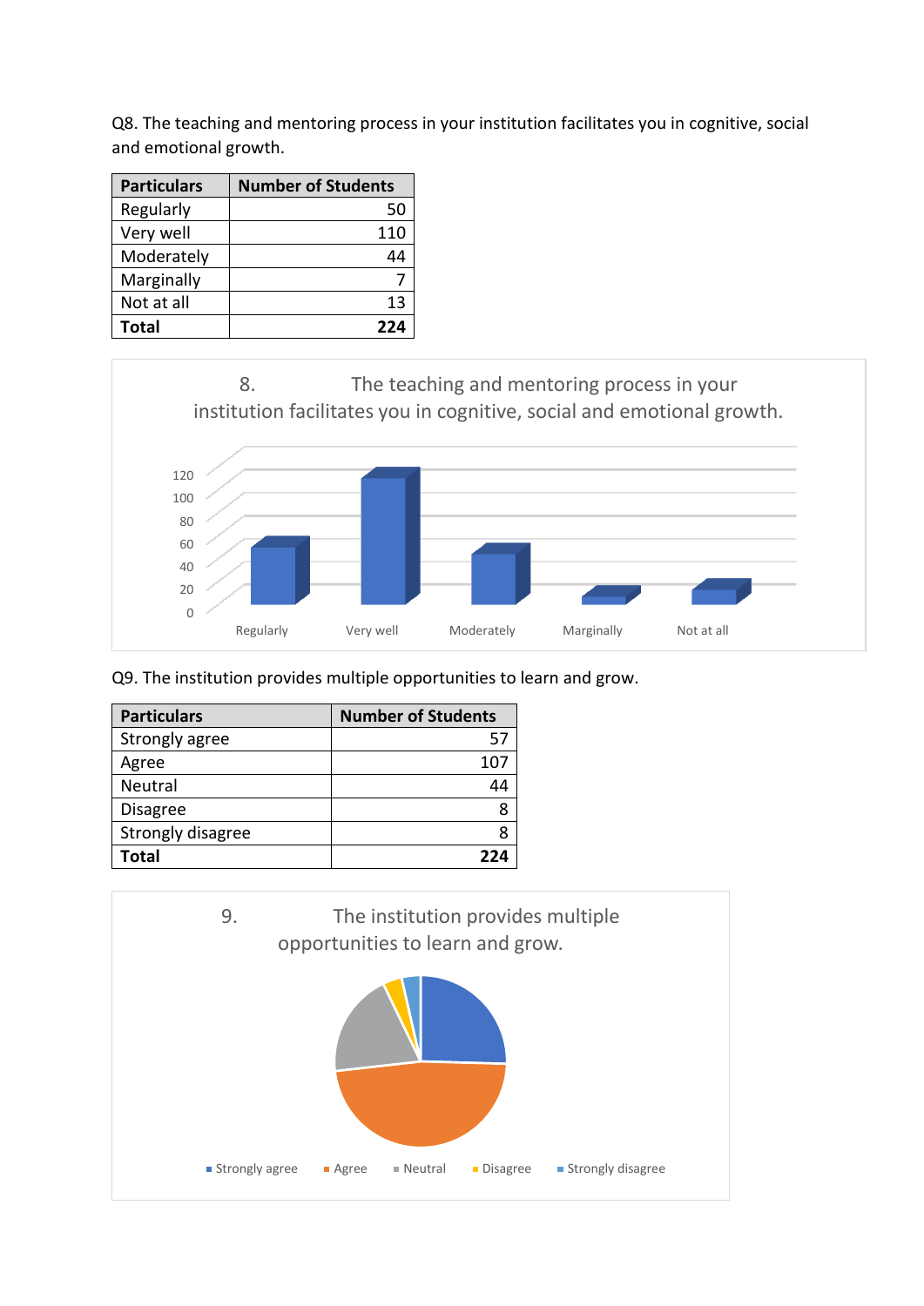Q8. The teaching and mentoring process in your institution facilitates you in cognitive, social and emotional growth.

| Particulars | Number of Students |
|---|---|
| Regularly | 50 |
| Very well | 110 |
| Moderately | 44 |
| Marginally | 7 |
| Not at all | 13 |
| **Total** | **224** |

8. The teaching and mentoring process in your institution facilitates you in cognitive, social and emotional growth.

Q9. The institution provides multiple opportunities to learn and grow.

| Particulars | Number of Students |
|---|---|
| Strongly agree | 57 |
| Agree | 107 |
| Neutral | 44 |
| Disagree | 8 |
| Strongly disagree | 8 |
| **Total** | **224** |

9. The institution provides multiple opportunities to learn and grow.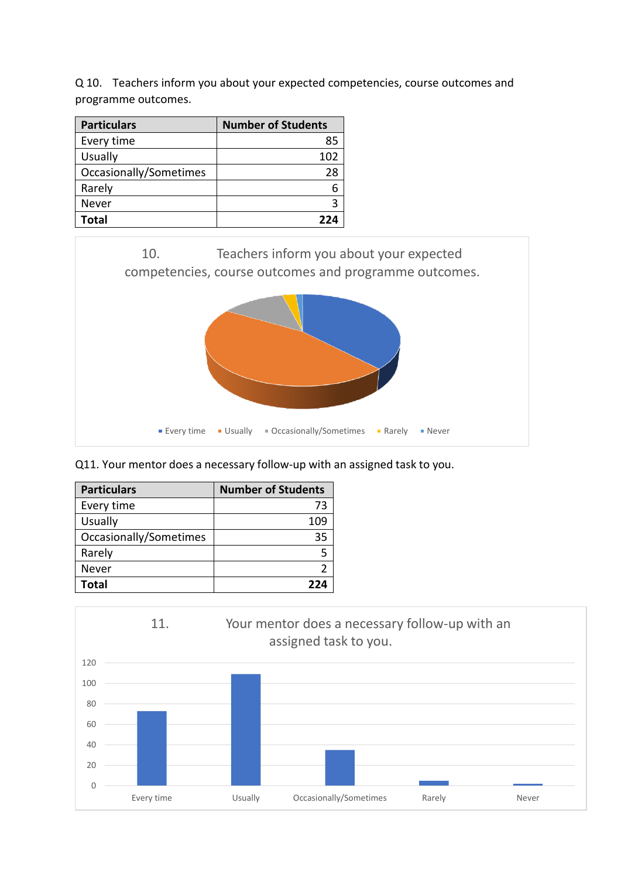Q 10. Teachers inform you about your expected competencies, course outcomes and programme outcomes.

| Particulars | Number of Students |
|---|---|
| Every time | 85 |
| Usually | 102 |
| Occasionally/Sometimes | 28 |
| Rarely | 6 |
| Never | 3 |
| **Total** | **224** |

10. Teachers inform you about your expected competencies, course outcomes and programme outcomes.

Every time, Usually, Occasionally/Sometimes, Rarely, Never

Q11. Your mentor does a necessary follow-up with an assigned task to you.

| Particulars | Number of Students |
|---|---|
| Every time | 73 |
| Usually | 109 |
| Occasionally/Sometimes | 35 |
| Rarely | 5 |
| Never | 2 |
| **Total** | **224** |

11. Your mentor does a necessary follow-up with an assigned task to you.

120, 100, 80, 60, 40, 20, 0

Every time, Usually, Occasionally/Sometimes, Rarely, Never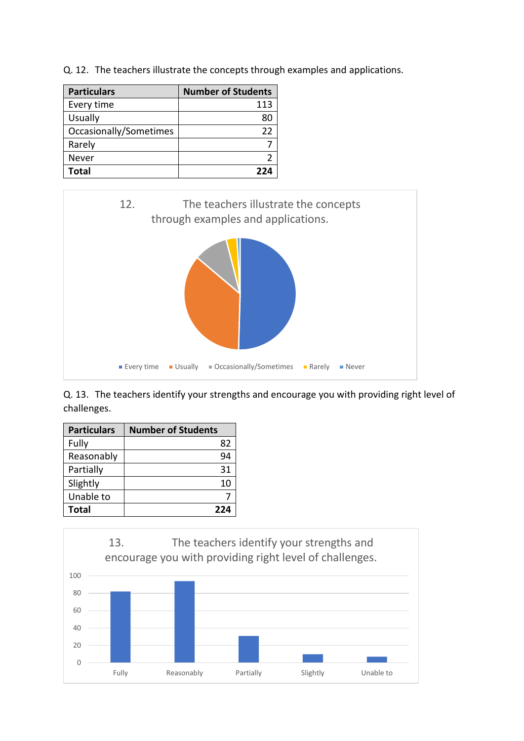Q. 12. The teachers illustrate the concepts through examples and applications.

| Particulars | Number of Students |
|---|---|
| Every time | 113 |
| Usually | 80 |
| Occasionally/Sometimes | 22 |
| Rarely | 7 |
| Never | 2 |
| **Total** | **224** |

12. The teachers illustrate the concepts through examples and applications.

Every time | Usually | Occasionally/Sometimes | Rarely | Never

Q. 13. The teachers identify your strengths and encourage you with providing right level of challenges.

| Particulars | Number of Students |
|---|---|
| Fully | 82 |
| Reasonably | 94 |
| Partially | 31 |
| Slightly | 10 |
| Unable to | 7 |
| **Total** | **224** |

13. The teachers identify your strengths and encourage you with providing right level of challenges.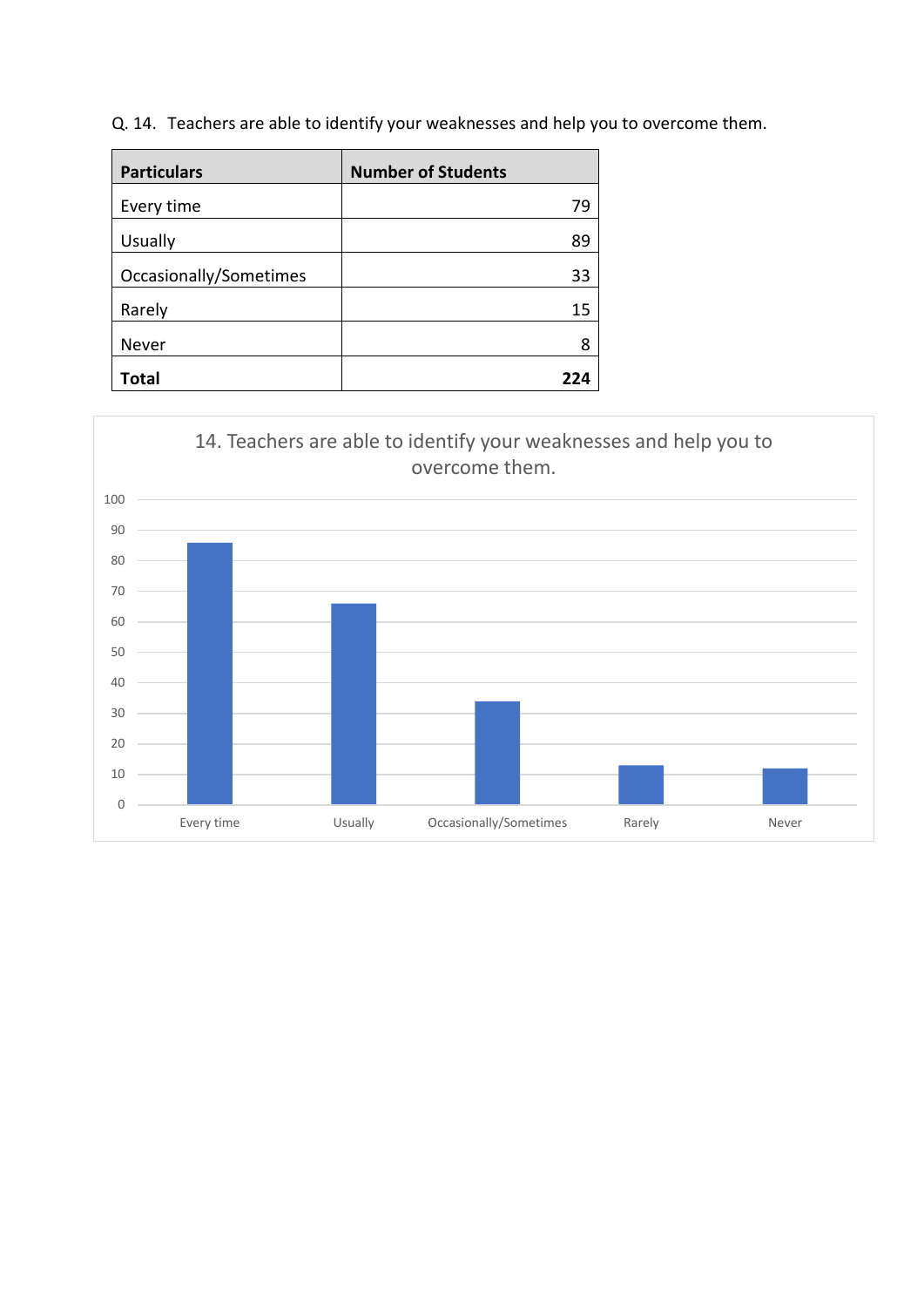Q. 14. Teachers are able to identify your weaknesses and help you to overcome them.

| Particulars | Number of Students |
|---|---:|
| Every time | 79 |
| Usually | 89 |
| Occasionally/Sometimes | 33 |
| Rarely | 15 |
| Never | 8 |
| **Total** | **224** |

14. Teachers are able to identify your weaknesses and help you to overcome them.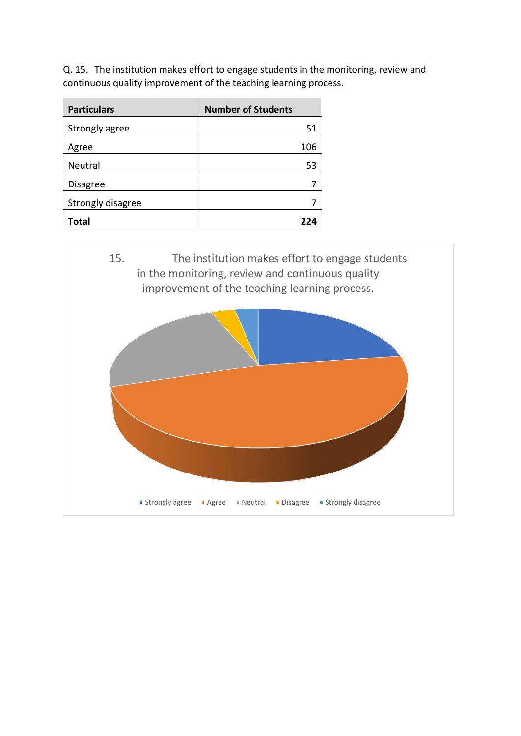Q. 15. The institution makes effort to engage students in the monitoring, review and continuous quality improvement of the teaching learning process.

| Particulars | Number of Students |
|---|---|
| Strongly agree | 51 |
| Agree | 106 |
| Neutral | 53 |
| Disagree | 7 |
| Strongly disagree | 7 |
| **Total** | **224** |

15. The institution makes effort to engage students in the monitoring, review and continuous quality improvement of the teaching learning process.

Strongly agree, Agree, Neutral, Disagree, Strongly disagree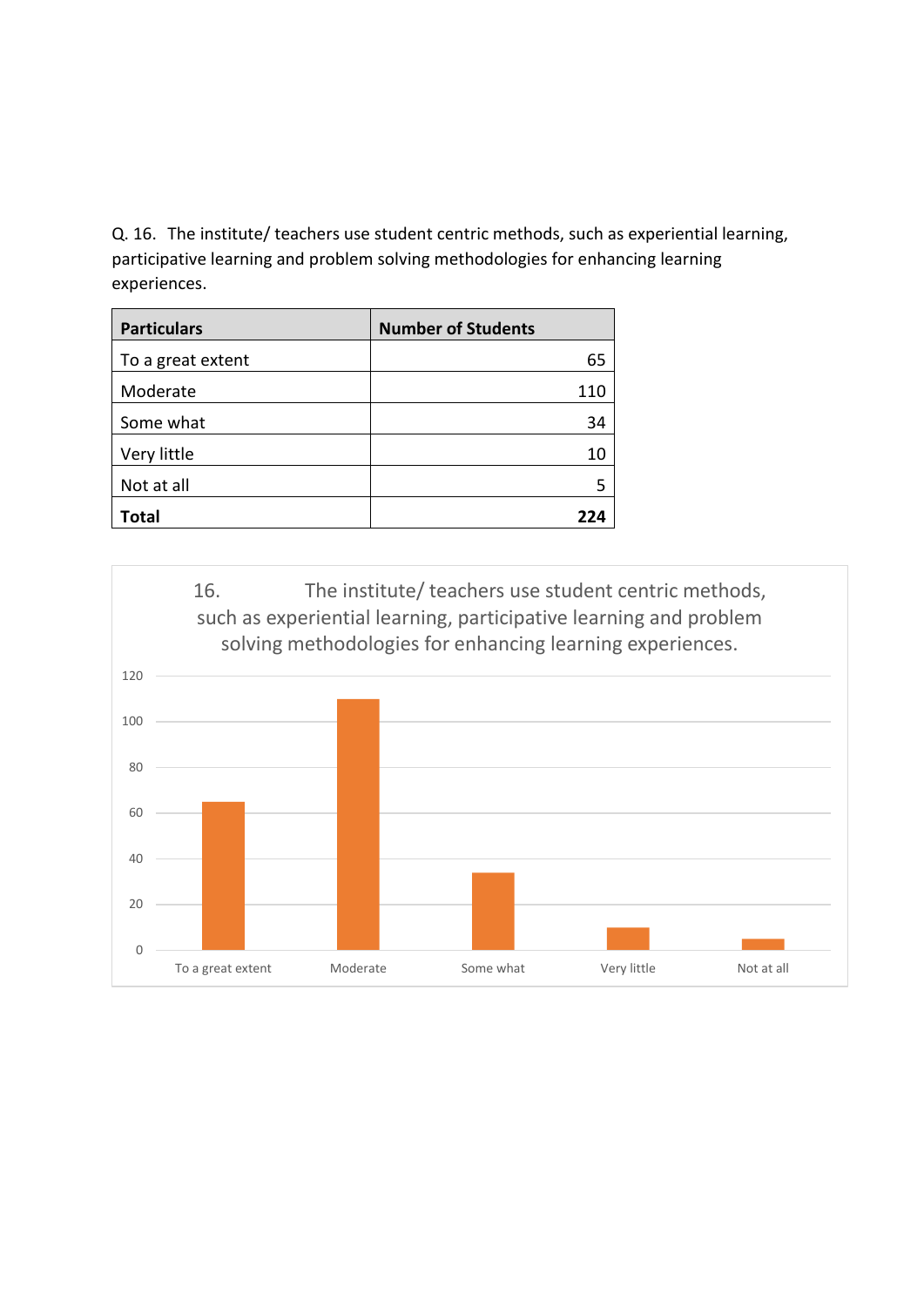Q. 16. The institute/ teachers use student centric methods, such as experiential learning, participative learning and problem solving methodologies for enhancing learning experiences.

| Particulars | Number of Students |
|---|---|
| To a great extent | 65 |
| Moderate | 110 |
| Some what | 34 |
| Very little | 10 |
| Not at all | 5 |
| **Total** | **224** |

16. The institute/ teachers use student centric methods, such as experiential learning, participative learning and problem solving methodologies for enhancing learning experiences.

| Particulars | Number of Students |
|---|---|
| To a great extent | 65 |
| Moderate | 110 |
| Some what | 34 |
| Very little | 10 |
| Not at all | 5 |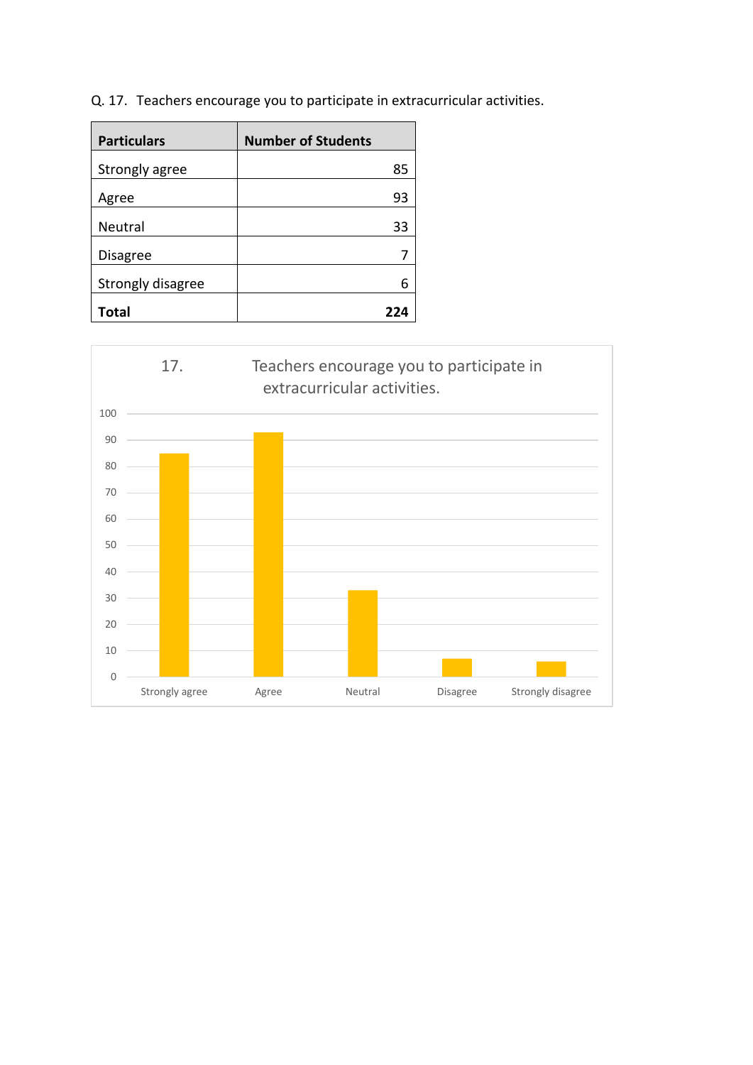Q. 17. Teachers encourage you to participate in extracurricular activities.

| **Particulars** | **Number of Students** |
|---|---|
| Strongly agree | 85 |
| Agree | 93 |
| Neutral | 33 |
| Disagree | 7 |
| Strongly disagree | 6 |
| **Total** | **224** |

17. Teachers encourage you to participate in extracurricular activities.

| | Strongly agree | Agree | Neutral | Disagree | Strongly disagree |
|---|---|---|---|---|---|
| Number of Students | 85 | 93 | 33 | 7 | 6 |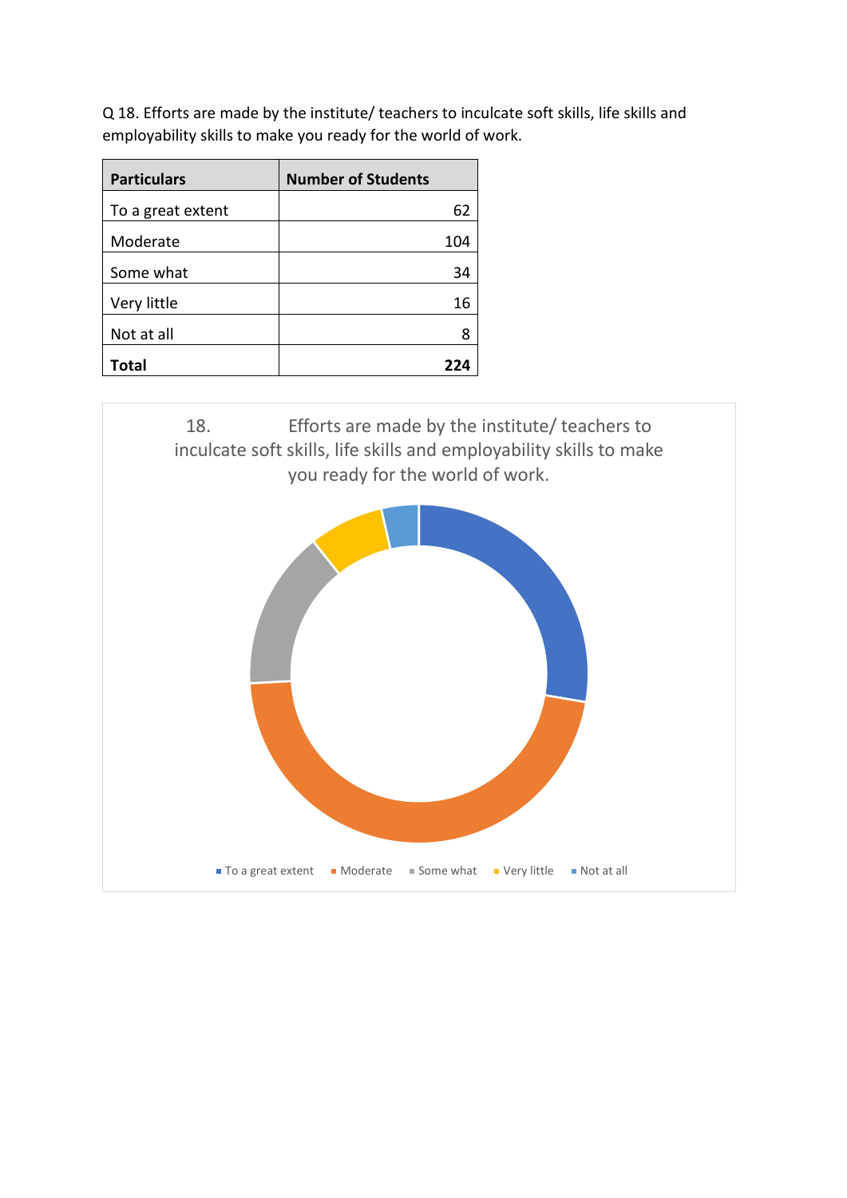Q 18. Efforts are made by the institute/ teachers to inculcate soft skills, life skills and employability skills to make you ready for the world of work.

| Particulars | Number of Students |
|---|---|
| To a great extent | 62 |
| Moderate | 104 |
| Some what | 34 |
| Very little | 16 |
| Not at all | 8 |
| **Total** | **224** |

18. Efforts are made by the institute/ teachers to inculcate soft skills, life skills and employability skills to make you ready for the world of work.

To a great extent · Moderate · Some what · Very little · Not at all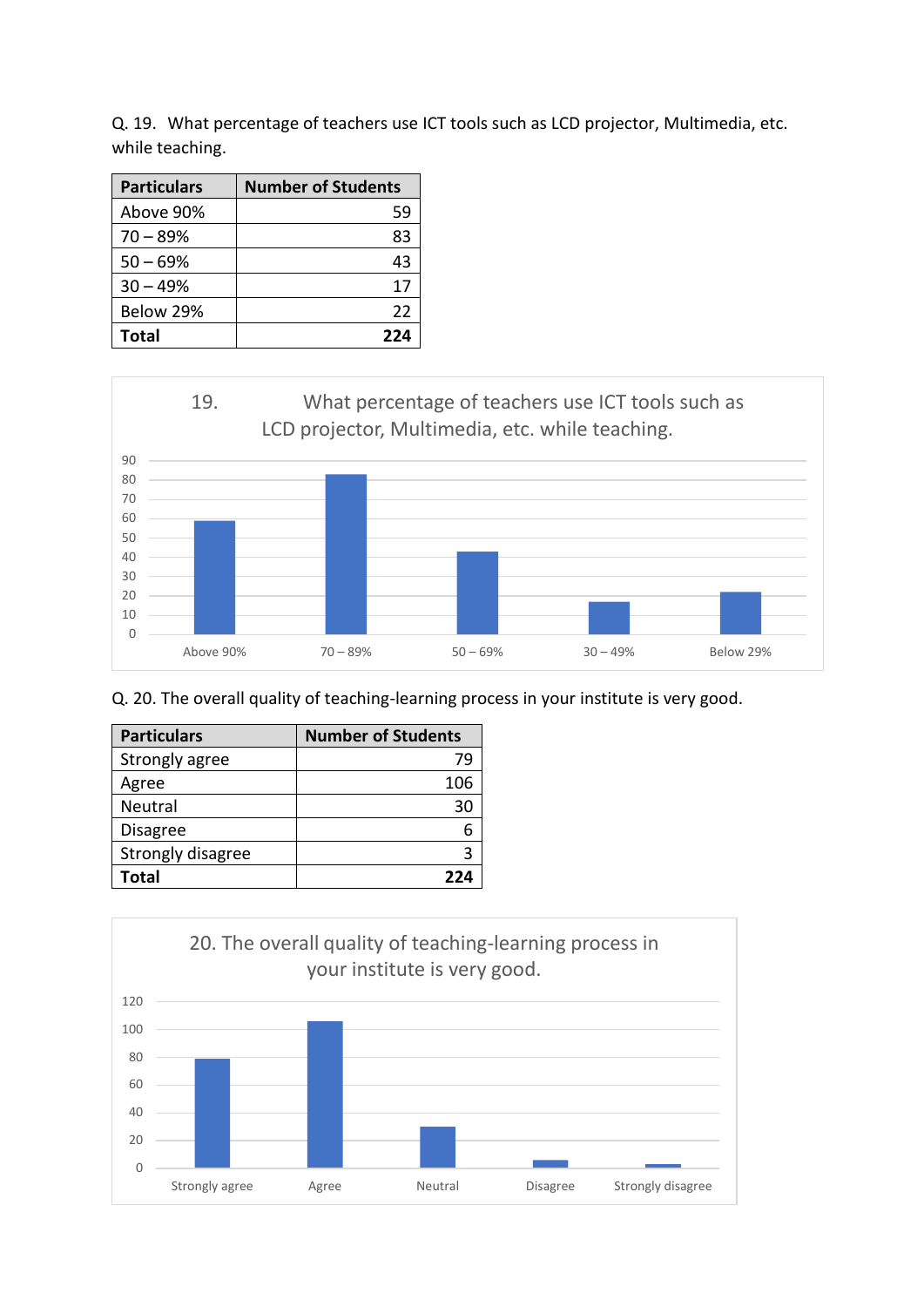Q. 19. What percentage of teachers use ICT tools such as LCD projector, Multimedia, etc. while teaching.

| Particulars | Number of Students |
|---|---|
| Above 90% | 59 |
| 70 – 89% | 83 |
| 50 – 69% | 43 |
| 30 – 49% | 17 |
| Below 29% | 22 |
| **Total** | **224** |

19. What percentage of teachers use ICT tools such as LCD projector, Multimedia, etc. while teaching.

90
80
70
60
50
40
30
20
10
0

Above 90%
70 – 89%
50 – 69%
30 – 49%
Below 29%

Q. 20. The overall quality of teaching-learning process in your institute is very good.

| Particulars | Number of Students |
|---|---|
| Strongly agree | 79 |
| Agree | 106 |
| Neutral | 30 |
| Disagree | 6 |
| Strongly disagree | 3 |
| **Total** | **224** |

20. The overall quality of teaching-learning process in your institute is very good.

120
100
80
60
40
20
0

Strongly agree
Agree
Neutral
Disagree
Strongly disagree